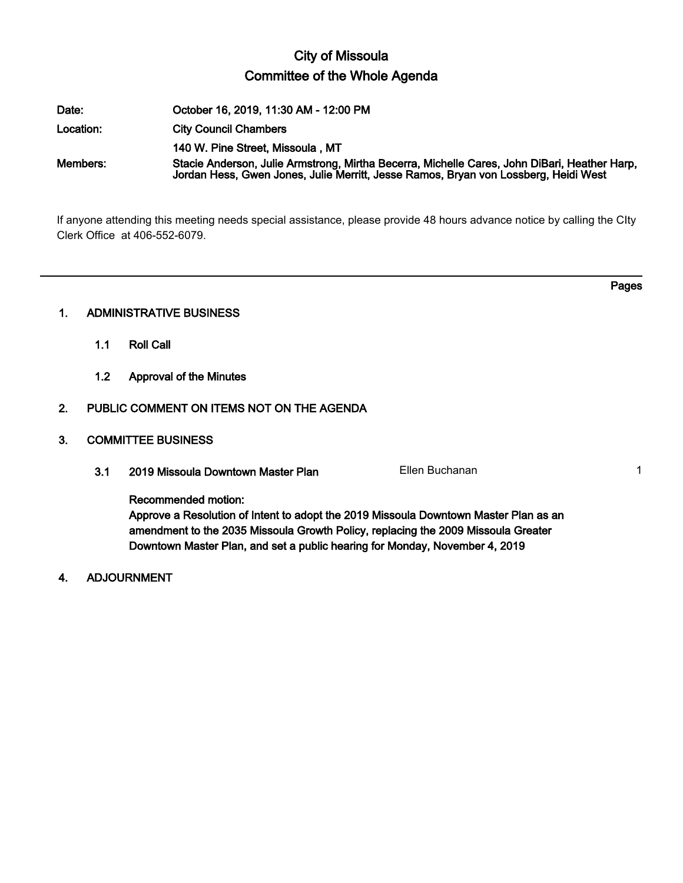# City of Missoula

## Committee of the Whole Agenda

**Date:** October 16, 2019, 11:30 AM - 12:00 PM

**Location:** City Council Chambers
140 W. Pine Street, Missoula , MT

**Members:** Stacie Anderson, Julie Armstrong, Mirtha Becerra, Michelle Cares, John DiBari, Heather Harp, Jordan Hess, Gwen Jones, Julie Merritt, Jesse Ramos, Bryan von Lossberg, Heidi West

If anyone attending this meeting needs special assistance, please provide 48 hours advance notice by calling the CIty Clerk Office at 406-552-6079.

---

| | | Pages |
|---|---|---|
| **1. ADMINISTRATIVE BUSINESS** | | |
| **1.1 Roll Call** | | |
| **1.2 Approval of the Minutes** | | |
| **2. PUBLIC COMMENT ON ITEMS NOT ON THE AGENDA** | | |
| **3. COMMITTEE BUSINESS** | | |
| **3.1 2019 Missoula Downtown Master Plan** | Ellen Buchanan | 1 |

**Recommended motion:**
**Approve a Resolution of Intent to adopt the 2019 Missoula Downtown Master Plan as an amendment to the 2035 Missoula Growth Policy, replacing the 2009 Missoula Greater Downtown Master Plan, and set a public hearing for Monday, November 4, 2019**

**4. ADJOURNMENT**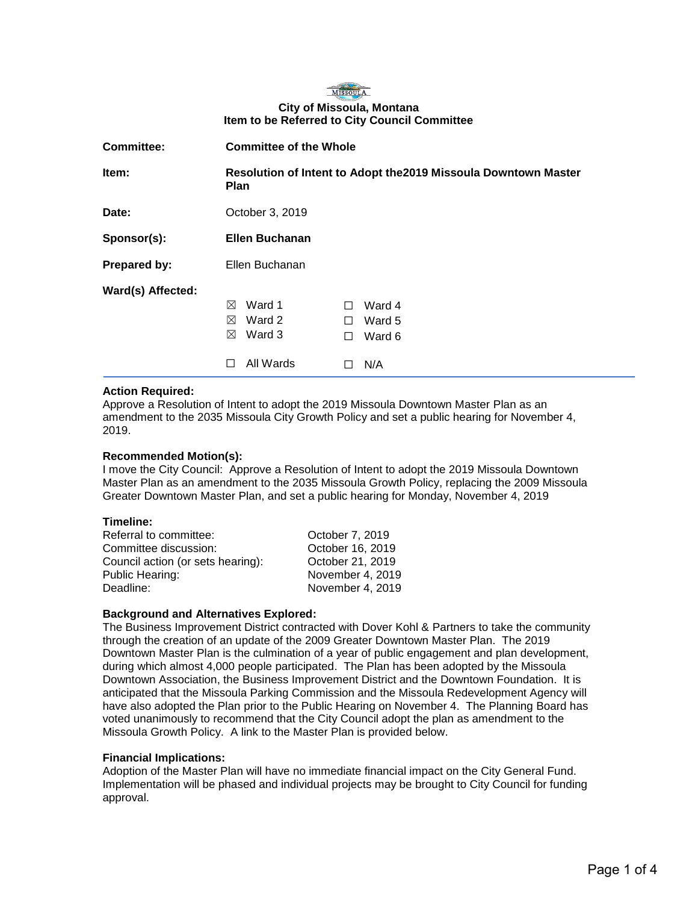**City of Missoula, Montana**
**Item to be Referred to City Council Committee**

| | |
|---|---|
| **Committee:** | **Committee of the Whole** |
| **Item:** | **Resolution of Intent to Adopt the2019 Missoula Downtown Master Plan** |
| **Date:** | October 3, 2019 |
| **Sponsor(s):** | **Ellen Buchanan** |
| **Prepared by:** | Ellen Buchanan |
| **Ward(s) Affected:** | ☒ Ward 1 ☐ Ward 4 |
| | ☒ Ward 2 ☐ Ward 5 |
| | ☒ Ward 3 ☐ Ward 6 |
| | ☐ All Wards ☐ N/A |

### Action Required:

Approve a Resolution of Intent to adopt the 2019 Missoula Downtown Master Plan as an amendment to the 2035 Missoula City Growth Policy and set a public hearing for November 4, 2019.

### Recommended Motion(s):

I move the City Council: Approve a Resolution of Intent to adopt the 2019 Missoula Downtown Master Plan as an amendment to the 2035 Missoula Growth Policy, replacing the 2009 Missoula Greater Downtown Master Plan, and set a public hearing for Monday, November 4, 2019

### Timeline:

| | |
|---|---|
| Referral to committee: | October 7, 2019 |
| Committee discussion: | October 16, 2019 |
| Council action (or sets hearing): | October 21, 2019 |
| Public Hearing: | November 4, 2019 |
| Deadline: | November 4, 2019 |

### Background and Alternatives Explored:

The Business Improvement District contracted with Dover Kohl & Partners to take the community through the creation of an update of the 2009 Greater Downtown Master Plan. The 2019 Downtown Master Plan is the culmination of a year of public engagement and plan development, during which almost 4,000 people participated. The Plan has been adopted by the Missoula Downtown Association, the Business Improvement District and the Downtown Foundation. It is anticipated that the Missoula Parking Commission and the Missoula Redevelopment Agency will have also adopted the Plan prior to the Public Hearing on November 4. The Planning Board has voted unanimously to recommend that the City Council adopt the plan as amendment to the Missoula Growth Policy. A link to the Master Plan is provided below.

### Financial Implications:

Adoption of the Master Plan will have no immediate financial impact on the City General Fund. Implementation will be phased and individual projects may be brought to City Council for funding approval.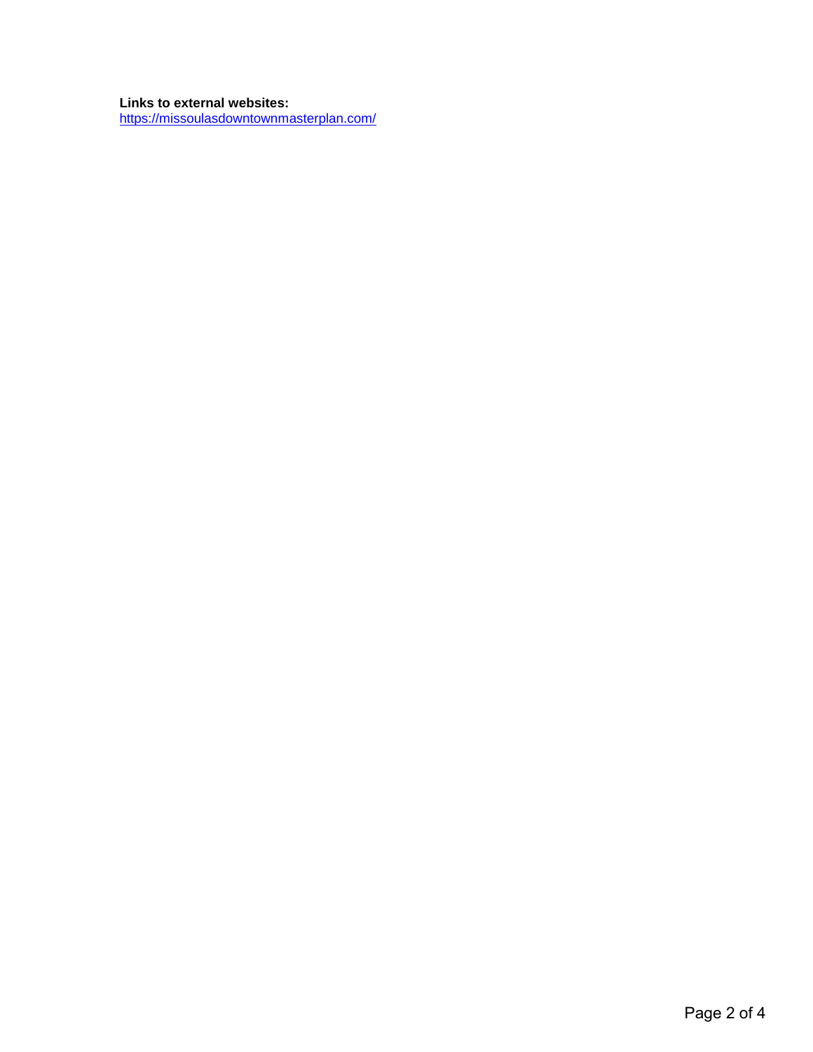**Links to external websites:**
https://missoulasdowntownmasterplan.com/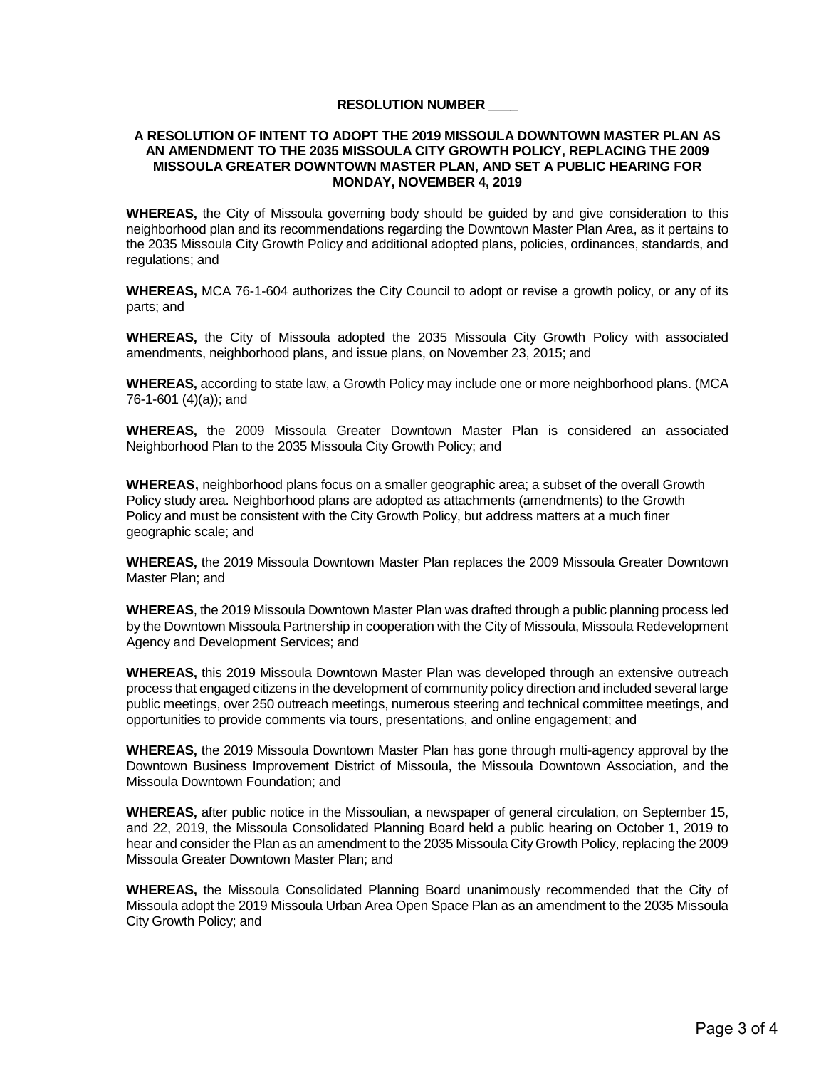**RESOLUTION NUMBER ____**

**A RESOLUTION OF INTENT TO ADOPT THE 2019 MISSOULA DOWNTOWN MASTER PLAN AS AN AMENDMENT TO THE 2035 MISSOULA CITY GROWTH POLICY, REPLACING THE 2009 MISSOULA GREATER DOWNTOWN MASTER PLAN, AND SET A PUBLIC HEARING FOR MONDAY, NOVEMBER 4, 2019**

**WHEREAS,** the City of Missoula governing body should be guided by and give consideration to this neighborhood plan and its recommendations regarding the Downtown Master Plan Area, as it pertains to the 2035 Missoula City Growth Policy and additional adopted plans, policies, ordinances, standards, and regulations; and

**WHEREAS,** MCA 76-1-604 authorizes the City Council to adopt or revise a growth policy, or any of its parts; and

**WHEREAS,** the City of Missoula adopted the 2035 Missoula City Growth Policy with associated amendments, neighborhood plans, and issue plans, on November 23, 2015; and

**WHEREAS,** according to state law, a Growth Policy may include one or more neighborhood plans. (MCA 76-1-601 (4)(a)); and

**WHEREAS,** the 2009 Missoula Greater Downtown Master Plan is considered an associated Neighborhood Plan to the 2035 Missoula City Growth Policy; and

**WHEREAS,** neighborhood plans focus on a smaller geographic area; a subset of the overall Growth Policy study area. Neighborhood plans are adopted as attachments (amendments) to the Growth Policy and must be consistent with the City Growth Policy, but address matters at a much finer geographic scale; and

**WHEREAS,** the 2019 Missoula Downtown Master Plan replaces the 2009 Missoula Greater Downtown Master Plan; and

**WHEREAS**, the 2019 Missoula Downtown Master Plan was drafted through a public planning process led by the Downtown Missoula Partnership in cooperation with the City of Missoula, Missoula Redevelopment Agency and Development Services; and

**WHEREAS,** this 2019 Missoula Downtown Master Plan was developed through an extensive outreach process that engaged citizens in the development of community policy direction and included several large public meetings, over 250 outreach meetings, numerous steering and technical committee meetings, and opportunities to provide comments via tours, presentations, and online engagement; and

**WHEREAS,** the 2019 Missoula Downtown Master Plan has gone through multi-agency approval by the Downtown Business Improvement District of Missoula, the Missoula Downtown Association, and the Missoula Downtown Foundation; and

**WHEREAS,** after public notice in the Missoulian, a newspaper of general circulation, on September 15, and 22, 2019, the Missoula Consolidated Planning Board held a public hearing on October 1, 2019 to hear and consider the Plan as an amendment to the 2035 Missoula City Growth Policy, replacing the 2009 Missoula Greater Downtown Master Plan; and

**WHEREAS,** the Missoula Consolidated Planning Board unanimously recommended that the City of Missoula adopt the 2019 Missoula Urban Area Open Space Plan as an amendment to the 2035 Missoula City Growth Policy; and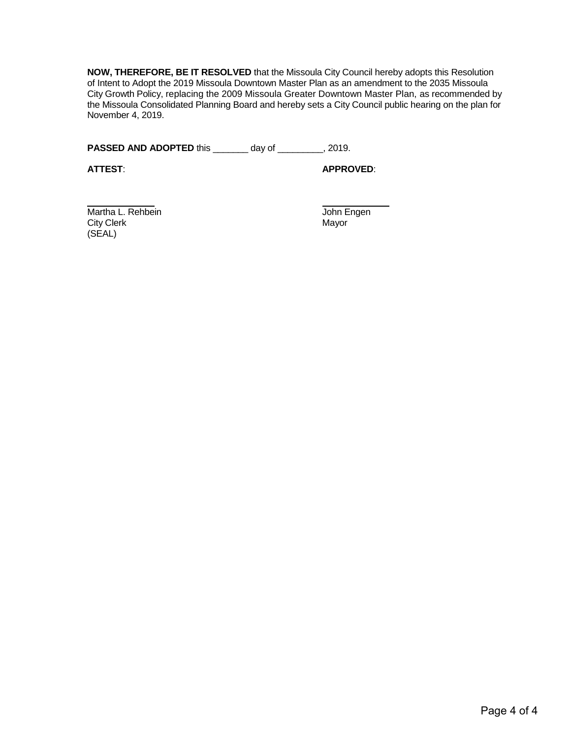**NOW, THEREFORE, BE IT RESOLVED** that the Missoula City Council hereby adopts this Resolution of Intent to Adopt the 2019 Missoula Downtown Master Plan as an amendment to the 2035 Missoula City Growth Policy, replacing the 2009 Missoula Greater Downtown Master Plan, as recommended by the Missoula Consolidated Planning Board and hereby sets a City Council public hearing on the plan for November 4, 2019.

**PASSED AND ADOPTED** this _______ day of _________, 2019.

**ATTEST**:

\_\_\_\_\_\_\_\_\_\_\_\_\_\_\_\_
Martha L. Rehbein
City Clerk
(SEAL)

**APPROVED**:

\_\_\_\_\_\_\_\_\_\_\_\_\_\_\_\_
John Engen
Mayor